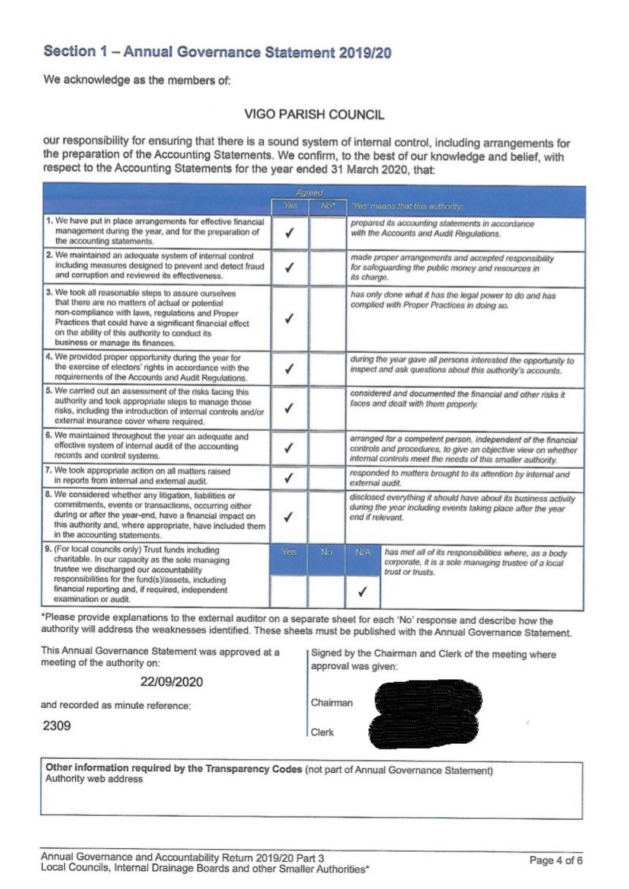## Section 1 – Annual Governance Statement 2019/20

We acknowledge as the members of:

VIGO PARISH COUNCIL

our responsibility for ensuring that there is a sound system of internal control, including arrangements for the preparation of the Accounting Statements. We confirm, to the best of our knowledge and belief, with respect to the Accounting Statements for the year ended 31 March 2020, that:

| | Agreed | | | 'Yes' means that this authority: |
|---|---|---|---|---|
| | Yes | No* | | |
| 1. We have put in place arrangements for effective financial management during the year, and for the preparation of the accounting statements. | ✓ | | | prepared its accounting statements in accordance with the Accounts and Audit Regulations. |
| 2. We maintained an adequate system of internal control including measures designed to prevent and detect fraud and corruption and reviewed its effectiveness. | ✓ | | | made proper arrangements and accepted responsibility for safeguarding the public money and resources in its charge. |
| 3. We took all reasonable steps to assure ourselves that there are no matters of actual or potential non-compliance with laws, regulations and Proper Practices that could have a significant financial effect on the ability of this authority to conduct its business or manage its finances. | ✓ | | | has only done what it has the legal power to do and has complied with Proper Practices in doing so. |
| 4. We provided proper opportunity during the year for the exercise of electors' rights in accordance with the requirements of the Accounts and Audit Regulations. | ✓ | | | during the year gave all persons interested the opportunity to inspect and ask questions about this authority's accounts. |
| 5. We carried out an assessment of the risks facing this authority and took appropriate steps to manage those risks, including the introduction of internal controls and/or external insurance cover where required. | ✓ | | | considered and documented the financial and other risks it faces and dealt with them properly. |
| 6. We maintained throughout the year an adequate and effective system of internal audit of the accounting records and control systems. | ✓ | | | arranged for a competent person, independent of the financial controls and procedures, to give an objective view on whether internal controls meet the needs of this smaller authority. |
| 7. We took appropriate action on all matters raised in reports from internal and external audit. | ✓ | | | responded to matters brought to its attention by internal and external audit. |
| 8. We considered whether any litigation, liabilities or commitments, events or transactions, occurring either during or after the year-end, have a financial impact on this authority and, where appropriate, have included them in the accounting statements. | ✓ | | | disclosed everything it should have about its business activity during the year including events taking place after the year end if relevant. |
| 9. (For local councils only) Trust funds including charitable. In our capacity as the sole managing trustee we discharged our accountability responsibilities for the fund(s)/assets, including financial reporting and, if required, independent examination or audit. | Yes | No | N/A | has met all of its responsibilities where, as a body corporate, it is a sole managing trustee of a local trust or trusts. |
| | | | ✓ | |

*Please provide explanations to the external auditor on a separate sheet for each 'No' response and describe how the authority will address the weaknesses identified. These sheets must be published with the Annual Governance Statement.

This Annual Governance Statement was approved at a meeting of the authority on:

22/09/2020

and recorded as minute reference:

2309

Signed by the Chairman and Clerk of the meeting where approval was given:

Chairman

Clerk

**Other information required by the Transparency Codes** (not part of Annual Governance Statement)
Authority web address

Annual Governance and Accountability Return 2019/20 Part 3
Local Councils, Internal Drainage Boards and other Smaller Authorities*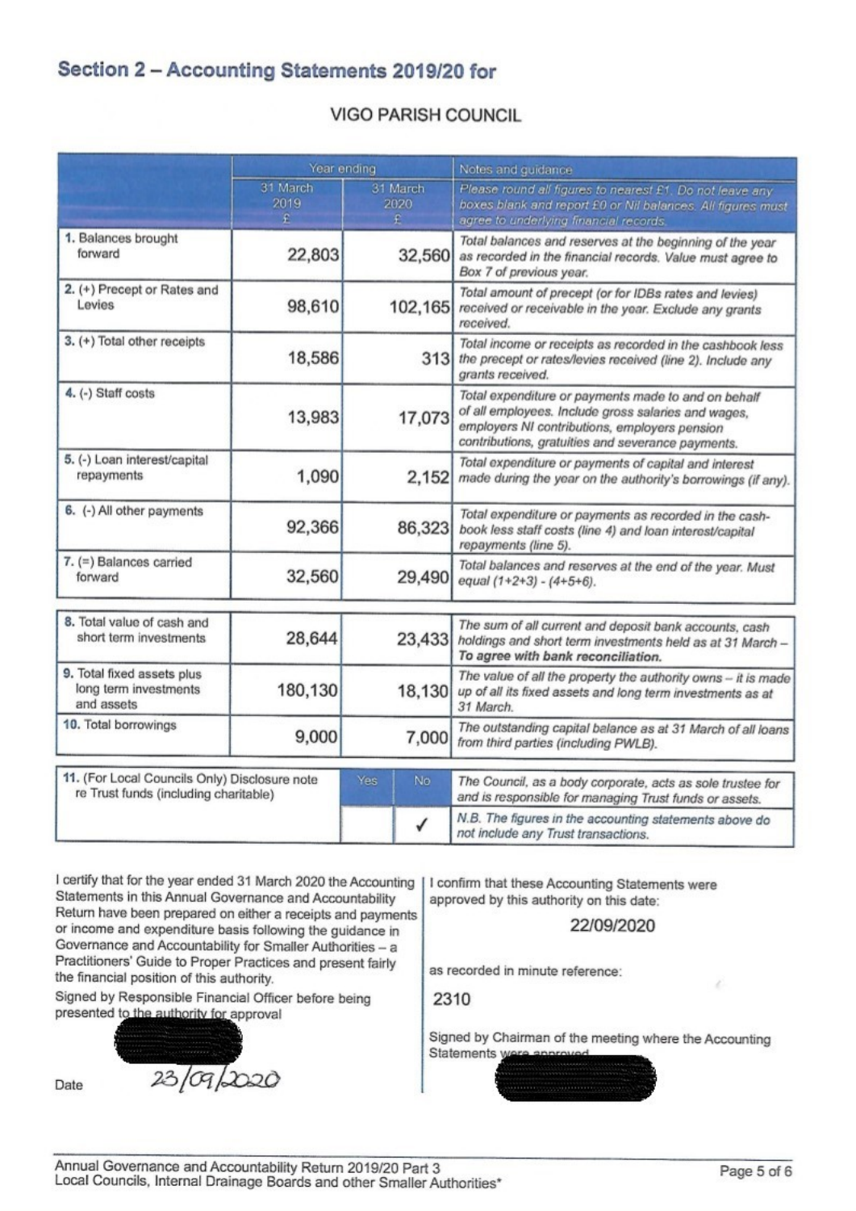## Section 2 – Accounting Statements 2019/20 for

VIGO PARISH COUNCIL

| | Year ending | | Notes and guidance |
|---|---|---|---|
| | 31 March 2019 £ | 31 March 2020 £ | *Please round all figures to nearest £1. Do not leave any boxes blank and report £0 or Nil balances. All figures must agree to underlying financial records.* |
| 1. Balances brought forward | 22,803 | 32,560 | *Total balances and reserves at the beginning of the year as recorded in the financial records. Value must agree to Box 7 of previous year.* |
| 2. (+) Precept or Rates and Levies | 98,610 | 102,165 | *Total amount of precept (or for IDBs rates and levies) received or receivable in the year. Exclude any grants received.* |
| 3. (+) Total other receipts | 18,586 | 313 | *Total income or receipts as recorded in the cashbook less the precept or rates/levies received (line 2). Include any grants received.* |
| 4. (-) Staff costs | 13,983 | 17,073 | *Total expenditure or payments made to and on behalf of all employees. Include gross salaries and wages, employers NI contributions, employers pension contributions, gratuities and severance payments.* |
| 5. (-) Loan interest/capital repayments | 1,090 | 2,152 | *Total expenditure or payments of capital and interest made during the year on the authority's borrowings (if any).* |
| 6. (-) All other payments | 92,366 | 86,323 | *Total expenditure or payments as recorded in the cash-book less staff costs (line 4) and loan interest/capital repayments (line 5).* |
| 7. (=) Balances carried forward | 32,560 | 29,490 | *Total balances and reserves at the end of the year. Must equal (1+2+3) - (4+5+6).* |
| 8. Total value of cash and short term investments | 28,644 | 23,433 | *The sum of all current and deposit bank accounts, cash holdings and short term investments held as at 31 March – **To agree with bank reconciliation.*** |
| 9. Total fixed assets plus long term investments and assets | 180,130 | 18,130 | *The value of all the property the authority owns – it is made up of all its fixed assets and long term investments as at 31 March.* |
| 10. Total borrowings | 9,000 | 7,000 | *The outstanding capital balance as at 31 March of all loans from third parties (including PWLB).* |

| | Yes | No | |
|---|---|---|---|
| 11. (For Local Councils Only) Disclosure note re Trust funds (including charitable) | | | *The Council, as a body corporate, acts as sole trustee for and is responsible for managing Trust funds or assets.* |
| | | ✓ | *N.B. The figures in the accounting statements above do not include any Trust transactions.* |

I certify that for the year ended 31 March 2020 the Accounting Statements in this Annual Governance and Accountability Return have been prepared on either a receipts and payments or income and expenditure basis following the guidance in Governance and Accountability for Smaller Authorities – a Practitioners' Guide to Proper Practices and present fairly the financial position of this authority.

Signed by Responsible Financial Officer before being presented to the authority for approval

Date 23/09/2020

I confirm that these Accounting Statements were approved by this authority on this date:

22/09/2020

as recorded in minute reference:

2310

Signed by Chairman of the meeting where the Accounting Statements were approved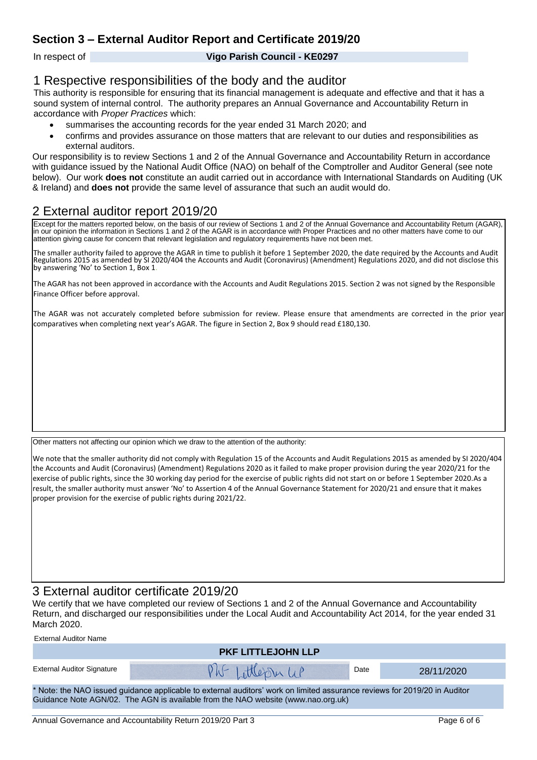## Section 3 – External Auditor Report and Certificate 2019/20

In respect of **Vigo Parish Council - KE0297**

### 1 Respective responsibilities of the body and the auditor

This authority is responsible for ensuring that its financial management is adequate and effective and that it has a sound system of internal control. The authority prepares an Annual Governance and Accountability Return in accordance with *Proper Practices* which:

- summarises the accounting records for the year ended 31 March 2020; and
- confirms and provides assurance on those matters that are relevant to our duties and responsibilities as external auditors.

Our responsibility is to review Sections 1 and 2 of the Annual Governance and Accountability Return in accordance with guidance issued by the National Audit Office (NAO) on behalf of the Comptroller and Auditor General (see note below). Our work **does not** constitute an audit carried out in accordance with International Standards on Auditing (UK & Ireland) and **does not** provide the same level of assurance that such an audit would do.

### 2 External auditor report 2019/20

Except for the matters reported below, on the basis of our review of Sections 1 and 2 of the Annual Governance and Accountability Return (AGAR), in our opinion the information in Sections 1 and 2 of the AGAR is in accordance with Proper Practices and no other matters have come to our attention giving cause for concern that relevant legislation and regulatory requirements have not been met.

The smaller authority failed to approve the AGAR in time to publish it before 1 September 2020, the date required by the Accounts and Audit Regulations 2015 as amended by SI 2020/404 the Accounts and Audit (Coronavirus) (Amendment) Regulations 2020, and did not disclose this by answering 'No' to Section 1, Box 1.

The AGAR has not been approved in accordance with the Accounts and Audit Regulations 2015. Section 2 was not signed by the Responsible Finance Officer before approval.

The AGAR was not accurately completed before submission for review. Please ensure that amendments are corrected in the prior year comparatives when completing next year's AGAR. The figure in Section 2, Box 9 should read £180,130.

Other matters not affecting our opinion which we draw to the attention of the authority:

We note that the smaller authority did not comply with Regulation 15 of the Accounts and Audit Regulations 2015 as amended by SI 2020/404 the Accounts and Audit (Coronavirus) (Amendment) Regulations 2020 as it failed to make proper provision during the year 2020/21 for the exercise of public rights, since the 30 working day period for the exercise of public rights did not start on or before 1 September 2020.As a result, the smaller authority must answer 'No' to Assertion 4 of the Annual Governance Statement for 2020/21 and ensure that it makes proper provision for the exercise of public rights during 2021/22.

### 3 External auditor certificate 2019/20

We certify that we have completed our review of Sections 1 and 2 of the Annual Governance and Accountability Return, and discharged our responsibilities under the Local Audit and Accountability Act 2014, for the year ended 31 March 2020.

External Auditor Name

**PKF LITTLEJOHN LLP**

| External Auditor Signature | PKF Littlejohn LLP | Date | 28/11/2020 |
|---|---|---|---|

\* Note: the NAO issued guidance applicable to external auditors' work on limited assurance reviews for 2019/20 in Auditor Guidance Note AGN/02. The AGN is available from the NAO website (www.nao.org.uk)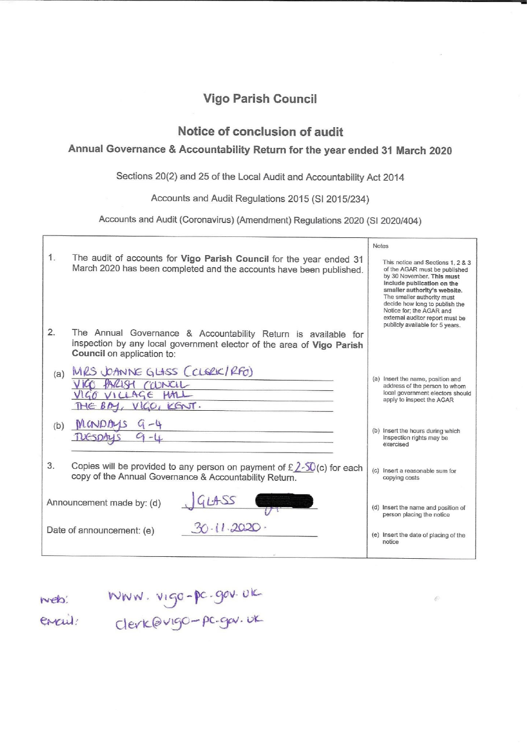# Vigo Parish Council

## Notice of conclusion of audit

### Annual Governance & Accountability Return for the year ended 31 March 2020

Sections 20(2) and 25 of the Local Audit and Accountability Act 2014

Accounts and Audit Regulations 2015 (SI 2015/234)

Accounts and Audit (Coronavirus) (Amendment) Regulations 2020 (SI 2020/404)

| | Notes |
|---|---|
| 1. The audit of accounts for **Vigo Parish Council** for the year ended 31 March 2020 has been completed and the accounts have been published. | This notice and Sections 1, 2 & 3 of the AGAR must be published by 30 November. **This must include publication on the smaller authority's website.** The smaller authority must decide how long to publish the Notice for; the AGAR and external auditor report must be publicly available for 5 years. |
| 2. The Annual Governance & Accountability Return is available for inspection by any local government elector of the area of **Vigo Parish Council** on application to: | |
| (a) MRS JOANNE GLASS (CLERK/RFO)<br>VIGO PARISH COUNCIL<br>VIGO VILLAGE HALL<br>THE BAY, VIGO, KENT. | (a) Insert the name, position and address of the person to whom local government electors should apply to inspect the AGAR |
| (b) MONDAYS 9-4<br>TUESDAYS 9-4 | (b) Insert the hours during which inspection rights may be exercised |
| 3. Copies will be provided to any person on payment of £2-50 (c) for each copy of the Annual Governance & Accountability Return. | (c) Insert a reasonable sum for copying costs |
| Announcement made by: (d) J GLASS [redacted] | (d) Insert the name and position of person placing the notice |
| Date of announcement: (e) 30.11.2020. | (e) Insert the date of placing of the notice |

web: www.vigo-pc.gov.uk

email: clerk@vigo-pc.gov.uk